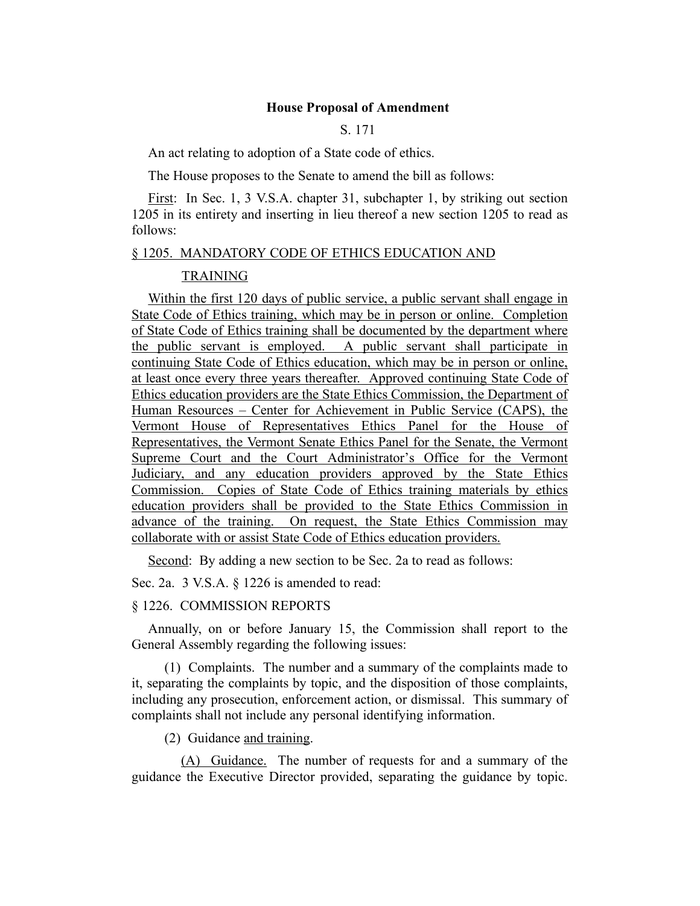**House Proposal of Amendment**

S. 171

An act relating to adoption of a State code of ethics.

The House proposes to the Senate to amend the bill as follows:

First: In Sec. 1, 3 V.S.A. chapter 31, subchapter 1, by striking out section 1205 in its entirety and inserting in lieu thereof a new section 1205 to read as follows:

§ 1205. MANDATORY CODE OF ETHICS EDUCATION AND TRAINING

Within the first 120 days of public service, a public servant shall engage in State Code of Ethics training, which may be in person or online. Completion of State Code of Ethics training shall be documented by the department where the public servant is employed. A public servant shall participate in continuing State Code of Ethics education, which may be in person or online, at least once every three years thereafter. Approved continuing State Code of Ethics education providers are the State Ethics Commission, the Department of Human Resources – Center for Achievement in Public Service (CAPS), the Vermont House of Representatives Ethics Panel for the House of Representatives, the Vermont Senate Ethics Panel for the Senate, the Vermont Supreme Court and the Court Administrator's Office for the Vermont Judiciary, and any education providers approved by the State Ethics Commission. Copies of State Code of Ethics training materials by ethics education providers shall be provided to the State Ethics Commission in advance of the training. On request, the State Ethics Commission may collaborate with or assist State Code of Ethics education providers.

Second: By adding a new section to be Sec. 2a to read as follows:

Sec. 2a. 3 V.S.A. § 1226 is amended to read:

§ 1226. COMMISSION REPORTS

Annually, on or before January 15, the Commission shall report to the General Assembly regarding the following issues:

(1) Complaints. The number and a summary of the complaints made to it, separating the complaints by topic, and the disposition of those complaints, including any prosecution, enforcement action, or dismissal. This summary of complaints shall not include any personal identifying information.

(2) Guidance and training.

(A) Guidance. The number of requests for and a summary of the guidance the Executive Director provided, separating the guidance by topic.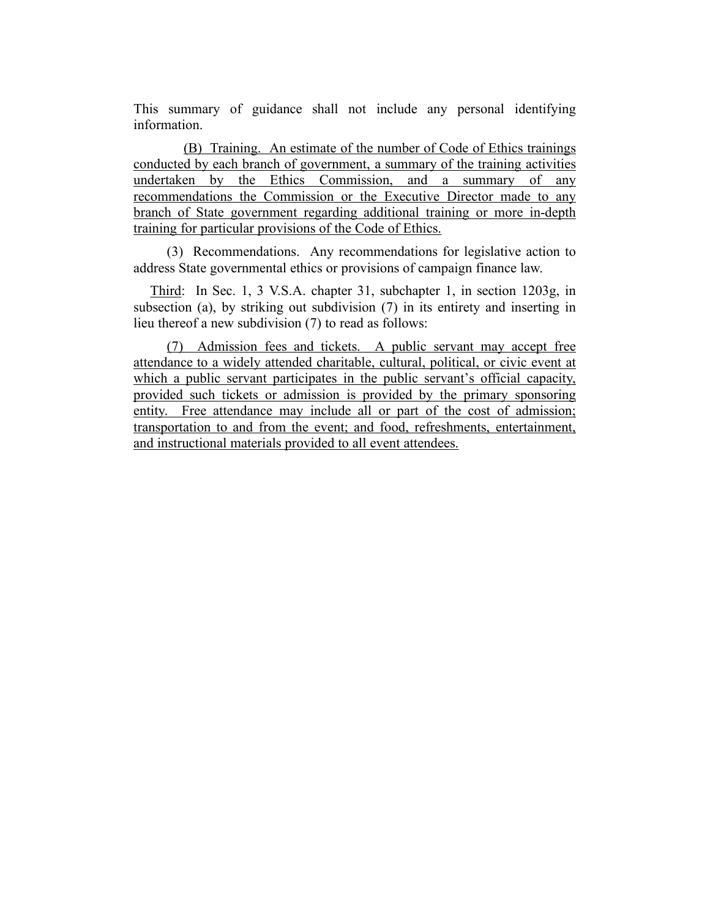This summary of guidance shall not include any personal identifying information.

(B) Training. An estimate of the number of Code of Ethics trainings conducted by each branch of government, a summary of the training activities undertaken by the Ethics Commission, and a summary of any recommendations the Commission or the Executive Director made to any branch of State government regarding additional training or more in-depth training for particular provisions of the Code of Ethics.

(3) Recommendations. Any recommendations for legislative action to address State governmental ethics or provisions of campaign finance law.

Third: In Sec. 1, 3 V.S.A. chapter 31, subchapter 1, in section 1203g, in subsection (a), by striking out subdivision (7) in its entirety and inserting in lieu thereof a new subdivision (7) to read as follows:

(7) Admission fees and tickets. A public servant may accept free attendance to a widely attended charitable, cultural, political, or civic event at which a public servant participates in the public servant's official capacity, provided such tickets or admission is provided by the primary sponsoring entity. Free attendance may include all or part of the cost of admission; transportation to and from the event; and food, refreshments, entertainment, and instructional materials provided to all event attendees.